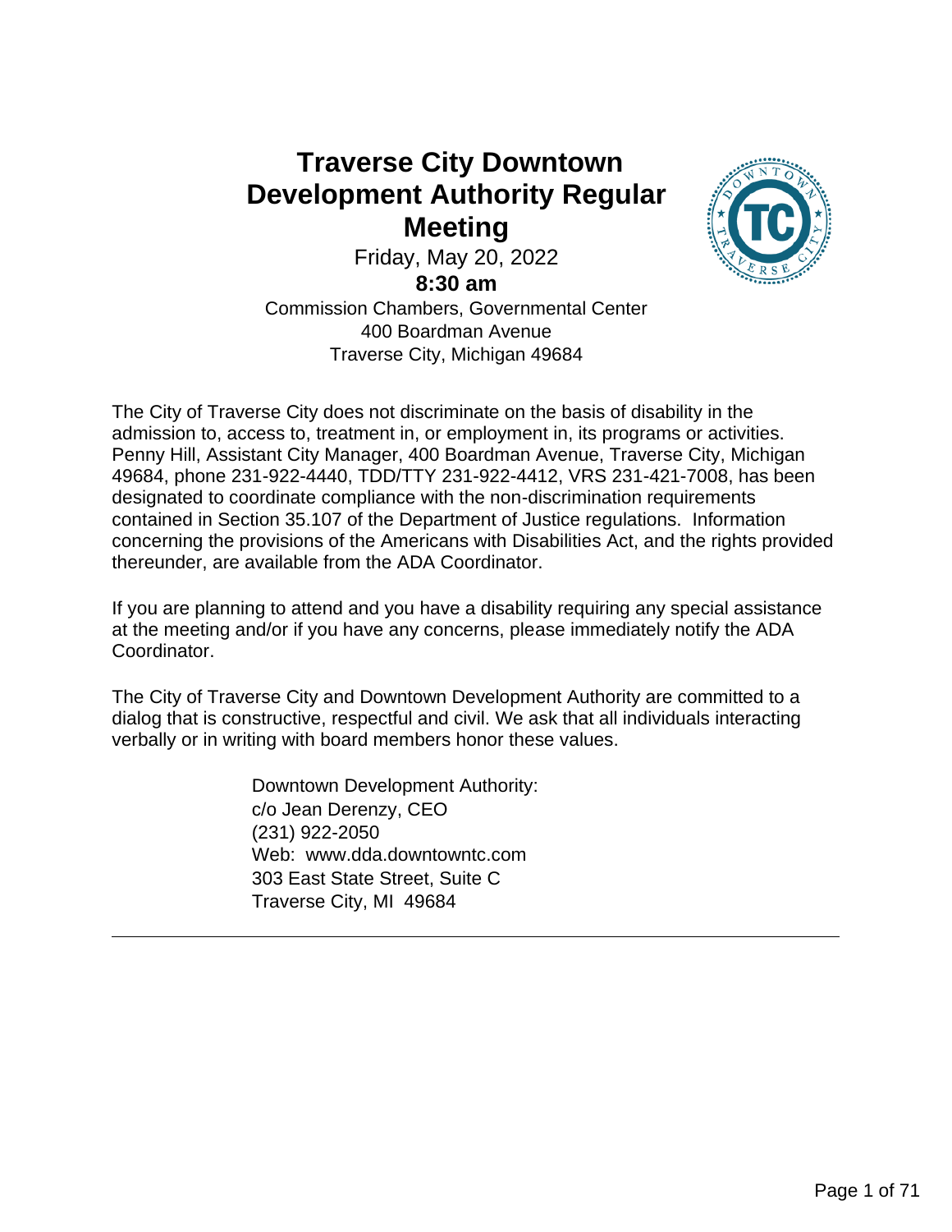# Traverse City Downtown Development Authority Regular Meeting

Friday, May 20, 2022

**8:30 am**

Commission Chambers, Governmental Center
400 Boardman Avenue
Traverse City, Michigan 49684

The City of Traverse City does not discriminate on the basis of disability in the admission to, access to, treatment in, or employment in, its programs or activities. Penny Hill, Assistant City Manager, 400 Boardman Avenue, Traverse City, Michigan 49684, phone 231-922-4440, TDD/TTY 231-922-4412, VRS 231-421-7008, has been designated to coordinate compliance with the non-discrimination requirements contained in Section 35.107 of the Department of Justice regulations. Information concerning the provisions of the Americans with Disabilities Act, and the rights provided thereunder, are available from the ADA Coordinator.

If you are planning to attend and you have a disability requiring any special assistance at the meeting and/or if you have any concerns, please immediately notify the ADA Coordinator.

The City of Traverse City and Downtown Development Authority are committed to a dialog that is constructive, respectful and civil. We ask that all individuals interacting verbally or in writing with board members honor these values.

Downtown Development Authority:
c/o Jean Derenzy, CEO
(231) 922-2050
Web: www.dda.downtowntc.com
303 East State Street, Suite C
Traverse City, MI 49684

---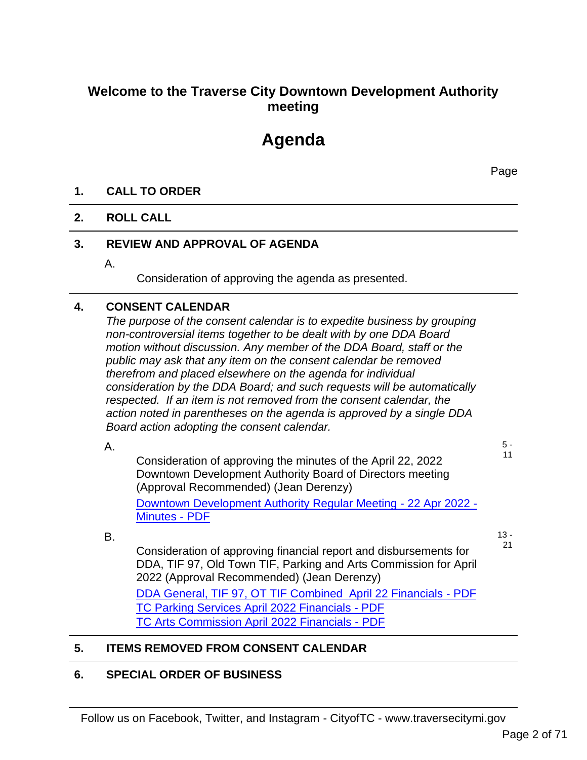# Welcome to the Traverse City Downtown Development Authority meeting

# Agenda

Page

## 1. CALL TO ORDER

## 2. ROLL CALL

## 3. REVIEW AND APPROVAL OF AGENDA

A.

Consideration of approving the agenda as presented.

## 4. CONSENT CALENDAR

*The purpose of the consent calendar is to expedite business by grouping non-controversial items together to be dealt with by one DDA Board motion without discussion. Any member of the DDA Board, staff or the public may ask that any item on the consent calendar be removed therefrom and placed elsewhere on the agenda for individual consideration by the DDA Board; and such requests will be automatically respected. If an item is not removed from the consent calendar, the action noted in parentheses on the agenda is approved by a single DDA Board action adopting the consent calendar.*

A. (5 - 11)

Consideration of approving the minutes of the April 22, 2022 Downtown Development Authority Board of Directors meeting (Approval Recommended) (Jean Derenzy)

Downtown Development Authority Regular Meeting - 22 Apr 2022 - Minutes - PDF

B. (13 - 21)

Consideration of approving financial report and disbursements for DDA, TIF 97, Old Town TIF, Parking and Arts Commission for April 2022 (Approval Recommended) (Jean Derenzy)

DDA General, TIF 97, OT TIF Combined April 22 Financials - PDF
TC Parking Services April 2022 Financials - PDF
TC Arts Commission April 2022 Financials - PDF

## 5. ITEMS REMOVED FROM CONSENT CALENDAR

## 6. SPECIAL ORDER OF BUSINESS

Follow us on Facebook, Twitter, and Instagram - CityofTC - www.traversecitymi.gov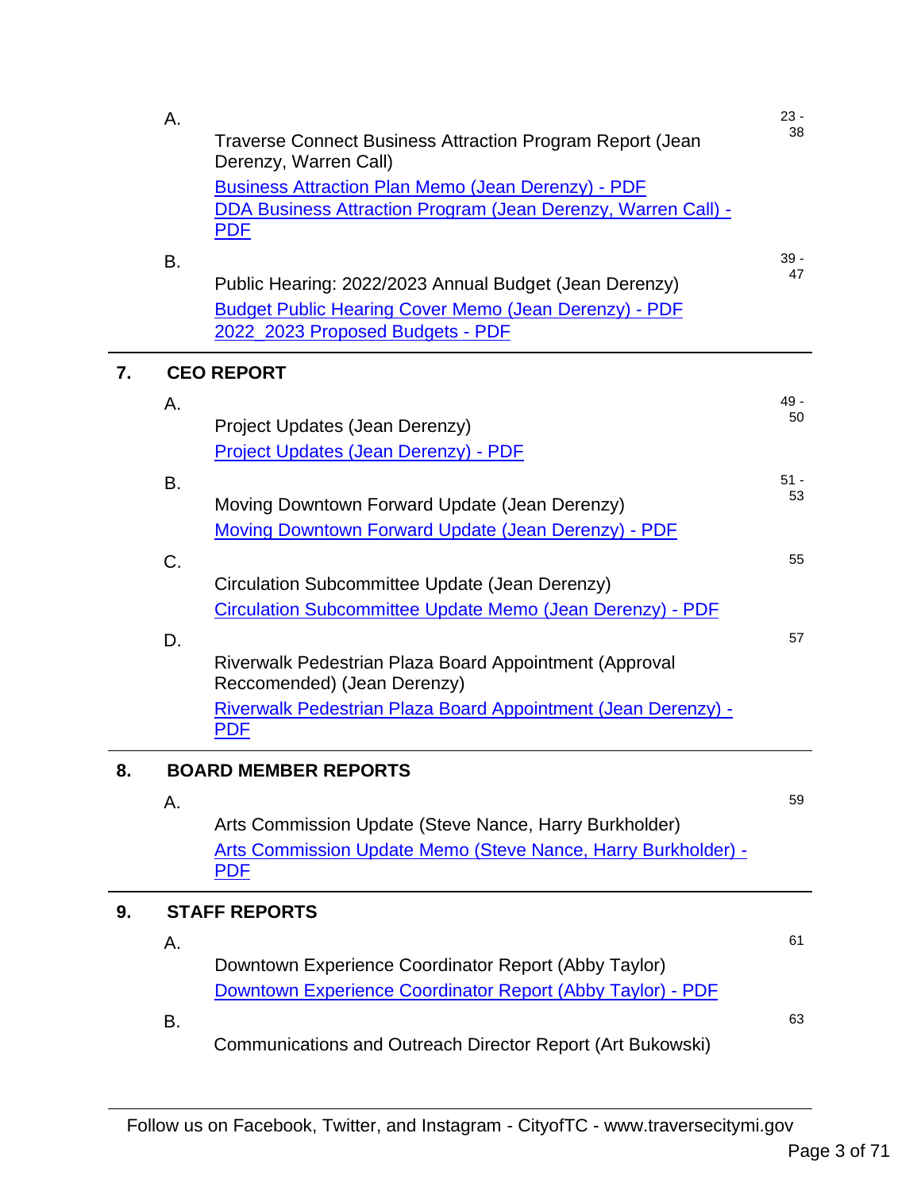A. Traverse Connect Business Attraction Program Report (Jean Derenzy, Warren Call) — 23 - 38

[Business Attraction Plan Memo (Jean Derenzy) - PDF]
[DDA Business Attraction Program (Jean Derenzy, Warren Call) - PDF]

B. Public Hearing: 2022/2023 Annual Budget (Jean Derenzy) — 39 - 47

[Budget Public Hearing Cover Memo (Jean Derenzy) - PDF]
[2022_2023 Proposed Budgets - PDF]

---

## 7. CEO REPORT

A. Project Updates (Jean Derenzy) — 49 - 50

[Project Updates (Jean Derenzy) - PDF]

B. Moving Downtown Forward Update (Jean Derenzy) — 51 - 53

[Moving Downtown Forward Update (Jean Derenzy) - PDF]

C. Circulation Subcommittee Update (Jean Derenzy) — 55

[Circulation Subcommittee Update Memo (Jean Derenzy) - PDF]

D. Riverwalk Pedestrian Plaza Board Appointment (Approval Reccomended) (Jean Derenzy) — 57

[Riverwalk Pedestrian Plaza Board Appointment (Jean Derenzy) - PDF]

---

## 8. BOARD MEMBER REPORTS

A. Arts Commission Update (Steve Nance, Harry Burkholder) — 59

[Arts Commission Update Memo (Steve Nance, Harry Burkholder) - PDF]

---

## 9. STAFF REPORTS

A. Downtown Experience Coordinator Report (Abby Taylor) — 61

[Downtown Experience Coordinator Report (Abby Taylor) - PDF]

B. Communications and Outreach Director Report (Art Bukowski) — 63

---

Follow us on Facebook, Twitter, and Instagram - CityofTC - www.traversecitymi.gov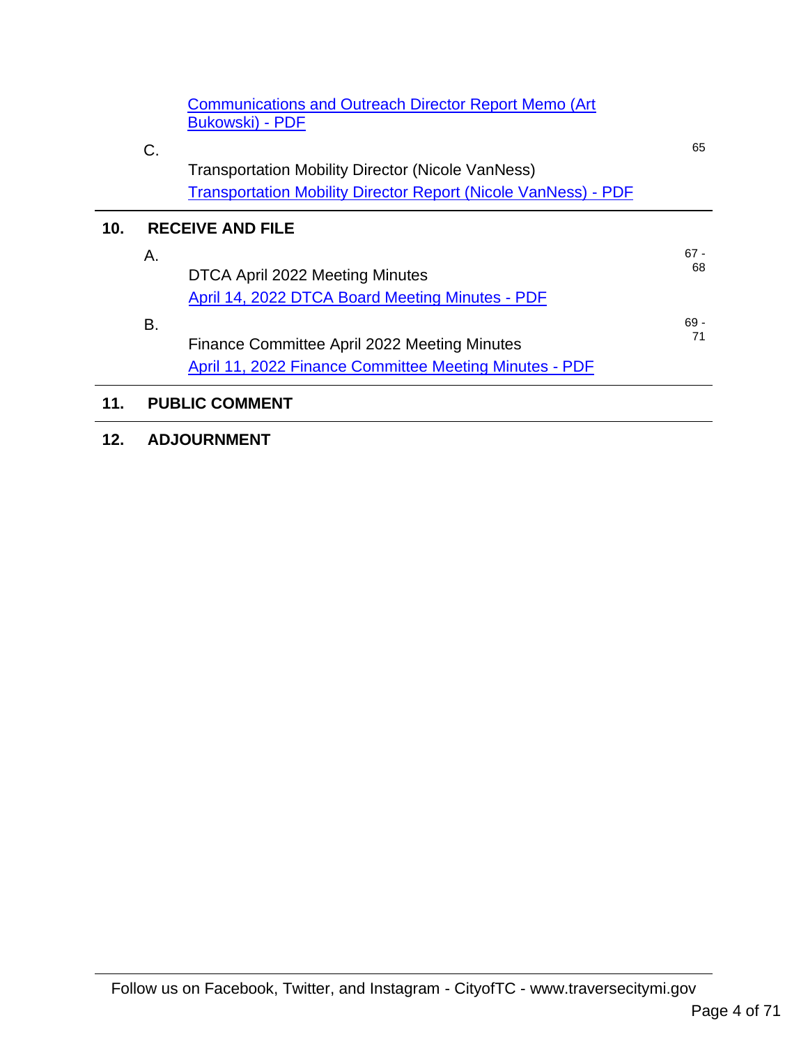[Communications and Outreach Director Report Memo (Art Bukowski) - PDF](#)

C. Transportation Mobility Director (Nicole VanNess) — 65

[Transportation Mobility Director Report (Nicole VanNess) - PDF](#)

## 10. RECEIVE AND FILE

A. DTCA April 2022 Meeting Minutes — 67 - 68

[April 14, 2022 DTCA Board Meeting Minutes - PDF](#)

B. Finance Committee April 2022 Meeting Minutes — 69 - 71

[April 11, 2022 Finance Committee Meeting Minutes - PDF](#)

## 11. PUBLIC COMMENT

## 12. ADJOURNMENT

Follow us on Facebook, Twitter, and Instagram - CityofTC - www.traversecitymi.gov